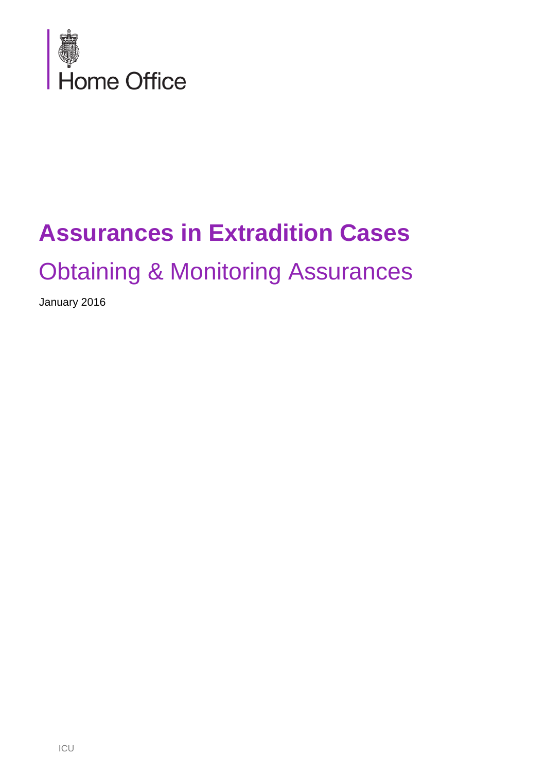Home Office

# Assurances in Extradition Cases

## Obtaining & Monitoring Assurances

January 2016

ICU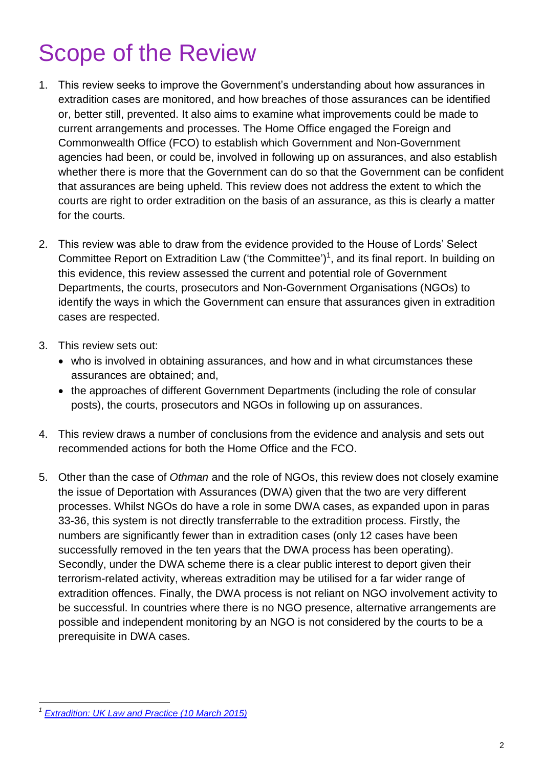# Scope of the Review

1. This review seeks to improve the Government's understanding about how assurances in extradition cases are monitored, and how breaches of those assurances can be identified or, better still, prevented. It also aims to examine what improvements could be made to current arrangements and processes. The Home Office engaged the Foreign and Commonwealth Office (FCO) to establish which Government and Non-Government agencies had been, or could be, involved in following up on assurances, and also establish whether there is more that the Government can do so that the Government can be confident that assurances are being upheld. This review does not address the extent to which the courts are right to order extradition on the basis of an assurance, as this is clearly a matter for the courts.

2. This review was able to draw from the evidence provided to the House of Lords' Select Committee Report on Extradition Law ('the Committee')[1], and its final report. In building on this evidence, this review assessed the current and potential role of Government Departments, the courts, prosecutors and Non-Government Organisations (NGOs) to identify the ways in which the Government can ensure that assurances given in extradition cases are respected.

3. This review sets out:
   - who is involved in obtaining assurances, and how and in what circumstances these assurances are obtained; and,
   - the approaches of different Government Departments (including the role of consular posts), the courts, prosecutors and NGOs in following up on assurances.

4. This review draws a number of conclusions from the evidence and analysis and sets out recommended actions for both the Home Office and the FCO.

5. Other than the case of *Othman* and the role of NGOs, this review does not closely examine the issue of Deportation with Assurances (DWA) given that the two are very different processes. Whilst NGOs do have a role in some DWA cases, as expanded upon in paras 33-36, this system is not directly transferrable to the extradition process. Firstly, the numbers are significantly fewer than in extradition cases (only 12 cases have been successfully removed in the ten years that the DWA process has been operating). Secondly, under the DWA scheme there is a clear public interest to deport given their terrorism-related activity, whereas extradition may be utilised for a far wider range of extradition offences. Finally, the DWA process is not reliant on NGO involvement activity to be successful. In countries where there is no NGO presence, alternative arrangements are possible and independent monitoring by an NGO is not considered by the courts to be a prerequisite in DWA cases.

---

[1] *Extradition: UK Law and Practice (10 March 2015)*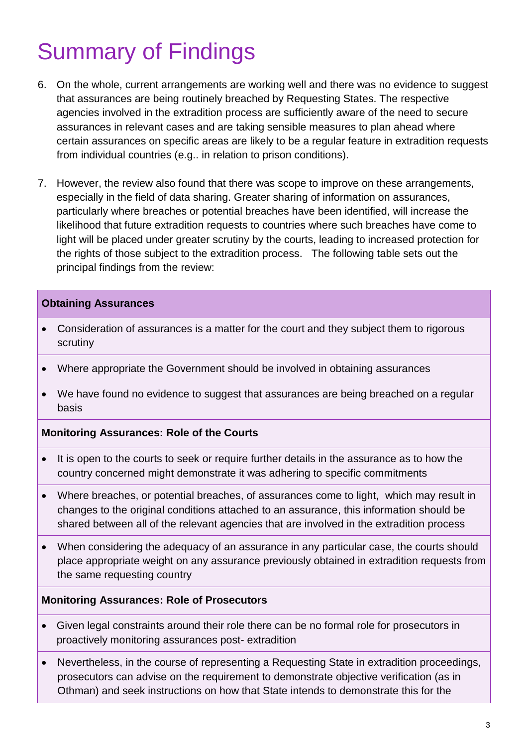# Summary of Findings

6. On the whole, current arrangements are working well and there was no evidence to suggest that assurances are being routinely breached by Requesting States. The respective agencies involved in the extradition process are sufficiently aware of the need to secure assurances in relevant cases and are taking sensible measures to plan ahead where certain assurances on specific areas are likely to be a regular feature in extradition requests from individual countries (e.g.. in relation to prison conditions).

7. However, the review also found that there was scope to improve on these arrangements, especially in the field of data sharing. Greater sharing of information on assurances, particularly where breaches or potential breaches have been identified, will increase the likelihood that future extradition requests to countries where such breaches have come to light will be placed under greater scrutiny by the courts, leading to increased protection for the rights of those subject to the extradition process. The following table sets out the principal findings from the review:

| **Obtaining Assurances** |
| --- |
| • Consideration of assurances is a matter for the court and they subject them to rigorous scrutiny |
| • Where appropriate the Government should be involved in obtaining assurances<br>• We have found no evidence to suggest that assurances are being breached on a regular basis |
| **Monitoring Assurances: Role of the Courts** |
| • It is open to the courts to seek or require further details in the assurance as to how the country concerned might demonstrate it was adhering to specific commitments |
| • Where breaches, or potential breaches, of assurances come to light, which may result in changes to the original conditions attached to an assurance, this information should be shared between all of the relevant agencies that are involved in the extradition process |
| • When considering the adequacy of an assurance in any particular case, the courts should place appropriate weight on any assurance previously obtained in extradition requests from the same requesting country |
| **Monitoring Assurances: Role of Prosecutors** |
| • Given legal constraints around their role there can be no formal role for prosecutors in proactively monitoring assurances post- extradition |
| • Nevertheless, in the course of representing a Requesting State in extradition proceedings, prosecutors can advise on the requirement to demonstrate objective verification (as in Othman) and seek instructions on how that State intends to demonstrate this for the |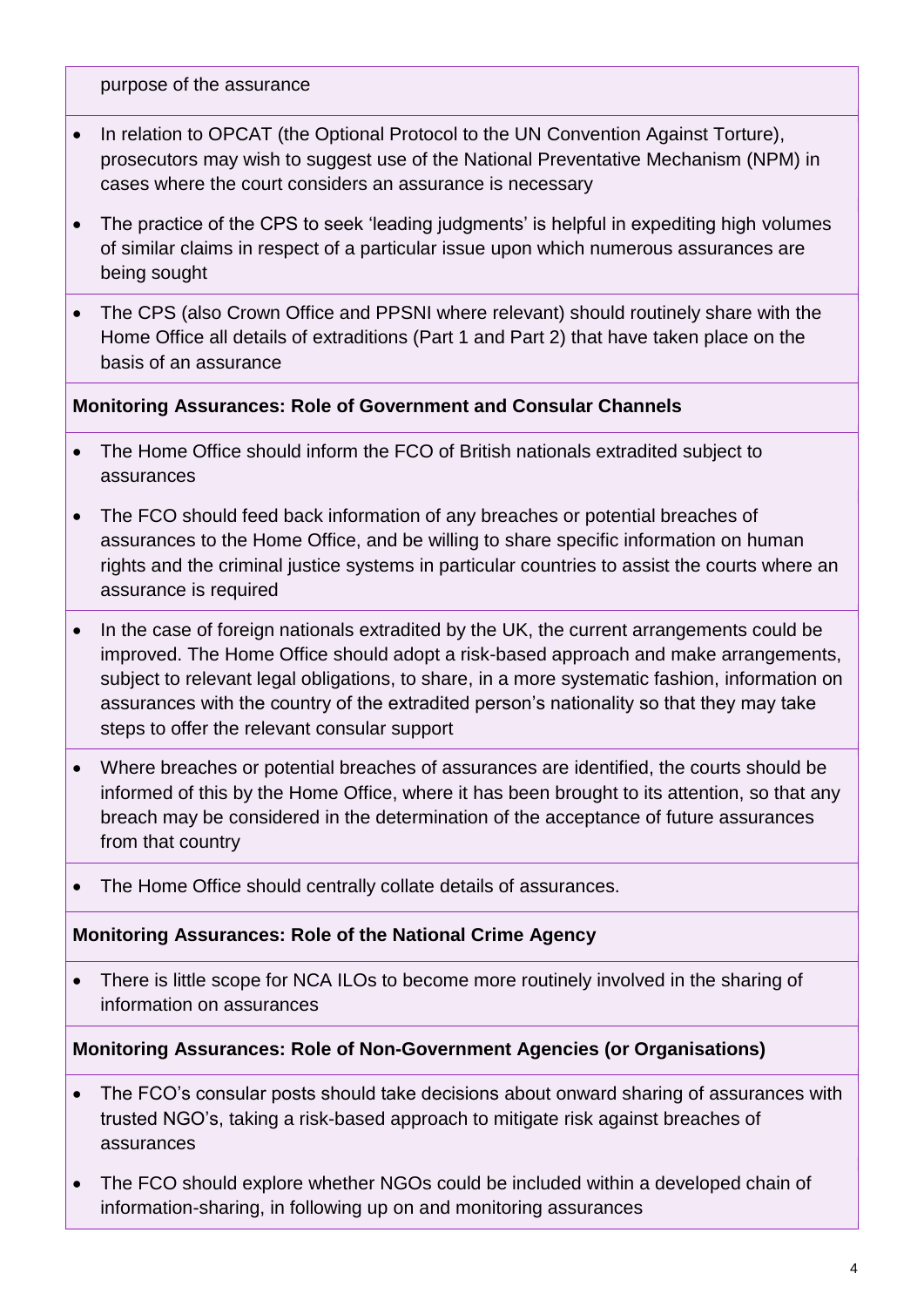purpose of the assurance

- In relation to OPCAT (the Optional Protocol to the UN Convention Against Torture), prosecutors may wish to suggest use of the National Preventative Mechanism (NPM) in cases where the court considers an assurance is necessary
- The practice of the CPS to seek 'leading judgments' is helpful in expediting high volumes of similar claims in respect of a particular issue upon which numerous assurances are being sought
- The CPS (also Crown Office and PPSNI where relevant) should routinely share with the Home Office all details of extraditions (Part 1 and Part 2) that have taken place on the basis of an assurance

**Monitoring Assurances: Role of Government and Consular Channels**

- The Home Office should inform the FCO of British nationals extradited subject to assurances
- The FCO should feed back information of any breaches or potential breaches of assurances to the Home Office, and be willing to share specific information on human rights and the criminal justice systems in particular countries to assist the courts where an assurance is required
- In the case of foreign nationals extradited by the UK, the current arrangements could be improved. The Home Office should adopt a risk-based approach and make arrangements, subject to relevant legal obligations, to share, in a more systematic fashion, information on assurances with the country of the extradited person's nationality so that they may take steps to offer the relevant consular support
- Where breaches or potential breaches of assurances are identified, the courts should be informed of this by the Home Office, where it has been brought to its attention, so that any breach may be considered in the determination of the acceptance of future assurances from that country
- The Home Office should centrally collate details of assurances.

**Monitoring Assurances: Role of the National Crime Agency**

- There is little scope for NCA ILOs to become more routinely involved in the sharing of information on assurances

**Monitoring Assurances: Role of Non-Government Agencies (or Organisations)**

- The FCO's consular posts should take decisions about onward sharing of assurances with trusted NGO's, taking a risk-based approach to mitigate risk against breaches of assurances
- The FCO should explore whether NGOs could be included within a developed chain of information-sharing, in following up on and monitoring assurances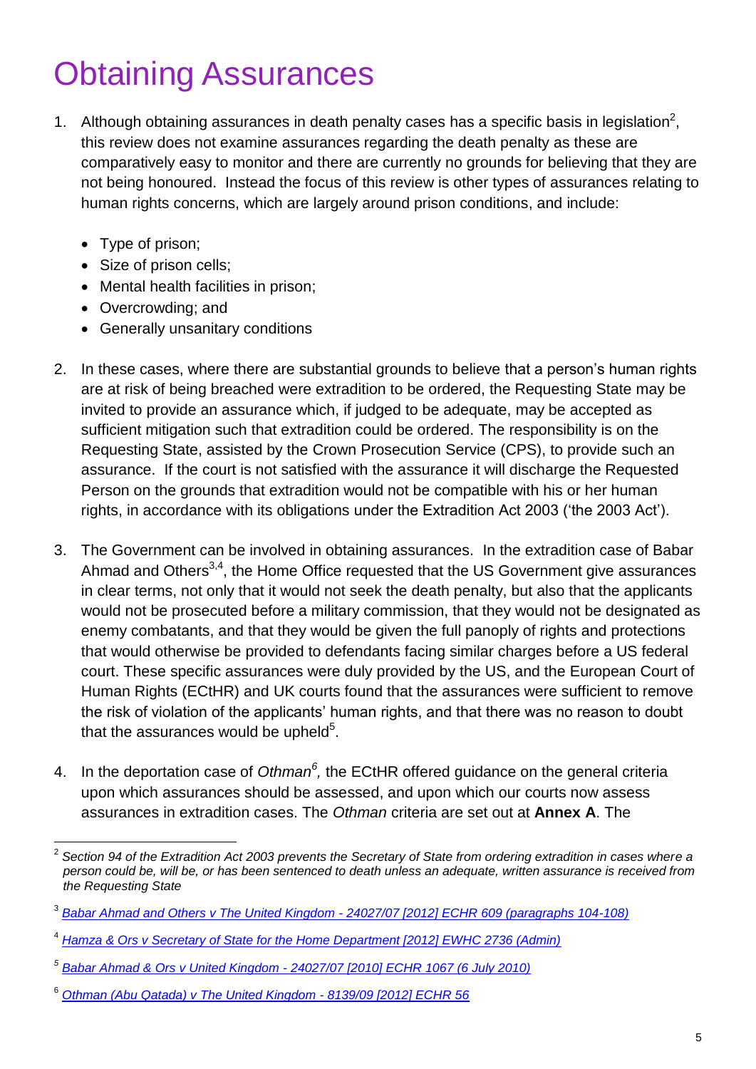# Obtaining Assurances

1. Although obtaining assurances in death penalty cases has a specific basis in legislation[2], this review does not examine assurances regarding the death penalty as these are comparatively easy to monitor and there are currently no grounds for believing that they are not being honoured. Instead the focus of this review is other types of assurances relating to human rights concerns, which are largely around prison conditions, and include:

   - Type of prison;
   - Size of prison cells;
   - Mental health facilities in prison;
   - Overcrowding; and
   - Generally unsanitary conditions

2. In these cases, where there are substantial grounds to believe that a person's human rights are at risk of being breached were extradition to be ordered, the Requesting State may be invited to provide an assurance which, if judged to be adequate, may be accepted as sufficient mitigation such that extradition could be ordered. The responsibility is on the Requesting State, assisted by the Crown Prosecution Service (CPS), to provide such an assurance. If the court is not satisfied with the assurance it will discharge the Requested Person on the grounds that extradition would not be compatible with his or her human rights, in accordance with its obligations under the Extradition Act 2003 ('the 2003 Act').

3. The Government can be involved in obtaining assurances. In the extradition case of Babar Ahmad and Others[3,4], the Home Office requested that the US Government give assurances in clear terms, not only that it would not seek the death penalty, but also that the applicants would not be prosecuted before a military commission, that they would not be designated as enemy combatants, and that they would be given the full panoply of rights and protections that would otherwise be provided to defendants facing similar charges before a US federal court. These specific assurances were duly provided by the US, and the European Court of Human Rights (ECtHR) and UK courts found that the assurances were sufficient to remove the risk of violation of the applicants' human rights, and that there was no reason to doubt that the assurances would be upheld[5].

4. In the deportation case of *Othman*[6], the ECtHR offered guidance on the general criteria upon which assurances should be assessed, and upon which our courts now assess assurances in extradition cases. The *Othman* criteria are set out at **Annex A**. The

---

[2] *Section 94 of the Extradition Act 2003 prevents the Secretary of State from ordering extradition in cases where a person could be, will be, or has been sentenced to death unless an adequate, written assurance is received from the Requesting State*

[3] *Babar Ahmad and Others v The United Kingdom - 24027/07 [2012] ECHR 609 (paragraphs 104-108)*

[4] *Hamza & Ors v Secretary of State for the Home Department [2012] EWHC 2736 (Admin)*

[5] *Babar Ahmad & Ors v United Kingdom - 24027/07 [2010] ECHR 1067 (6 July 2010)*

[6] *Othman (Abu Qatada) v The United Kingdom - 8139/09 [2012] ECHR 56*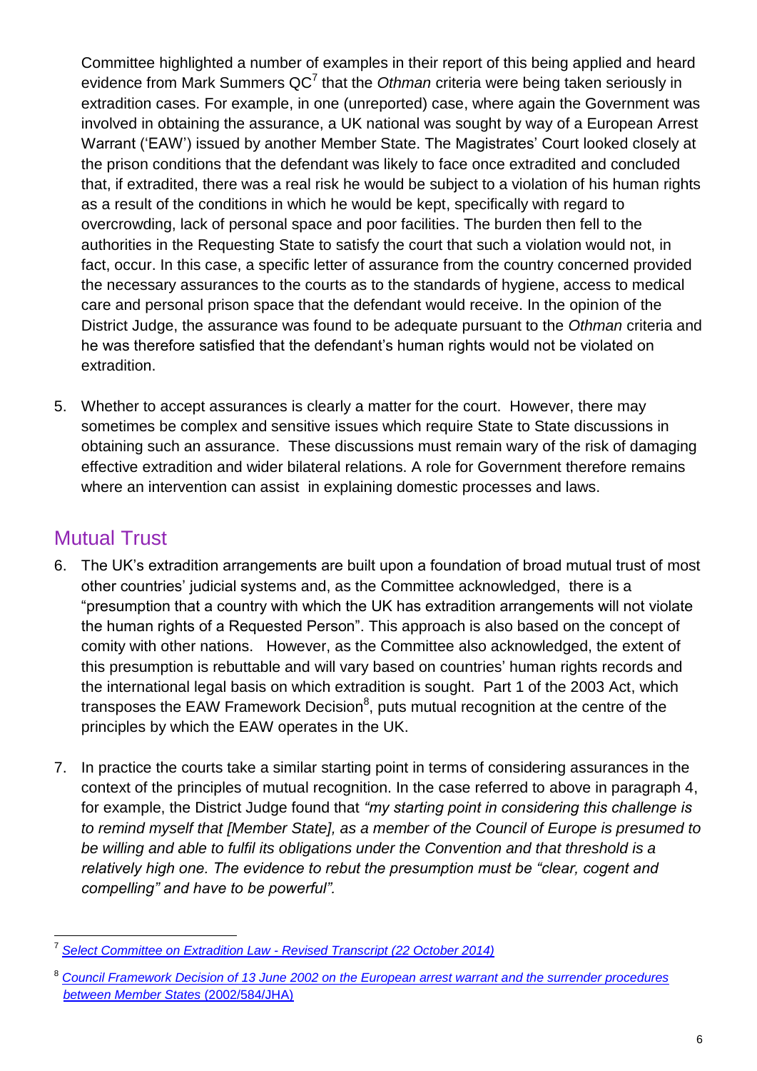Committee highlighted a number of examples in their report of this being applied and heard evidence from Mark Summers QC[7] that the *Othman* criteria were being taken seriously in extradition cases. For example, in one (unreported) case, where again the Government was involved in obtaining the assurance, a UK national was sought by way of a European Arrest Warrant ('EAW') issued by another Member State. The Magistrates' Court looked closely at the prison conditions that the defendant was likely to face once extradited and concluded that, if extradited, there was a real risk he would be subject to a violation of his human rights as a result of the conditions in which he would be kept, specifically with regard to overcrowding, lack of personal space and poor facilities. The burden then fell to the authorities in the Requesting State to satisfy the court that such a violation would not, in fact, occur. In this case, a specific letter of assurance from the country concerned provided the necessary assurances to the courts as to the standards of hygiene, access to medical care and personal prison space that the defendant would receive. In the opinion of the District Judge, the assurance was found to be adequate pursuant to the *Othman* criteria and he was therefore satisfied that the defendant's human rights would not be violated on extradition.

5. Whether to accept assurances is clearly a matter for the court. However, there may sometimes be complex and sensitive issues which require State to State discussions in obtaining such an assurance. These discussions must remain wary of the risk of damaging effective extradition and wider bilateral relations. A role for Government therefore remains where an intervention can assist in explaining domestic processes and laws.

## Mutual Trust

6. The UK's extradition arrangements are built upon a foundation of broad mutual trust of most other countries' judicial systems and, as the Committee acknowledged, there is a "presumption that a country with which the UK has extradition arrangements will not violate the human rights of a Requested Person". This approach is also based on the concept of comity with other nations. However, as the Committee also acknowledged, the extent of this presumption is rebuttable and will vary based on countries' human rights records and the international legal basis on which extradition is sought. Part 1 of the 2003 Act, which transposes the EAW Framework Decision[8], puts mutual recognition at the centre of the principles by which the EAW operates in the UK.

7. In practice the courts take a similar starting point in terms of considering assurances in the context of the principles of mutual recognition. In the case referred to above in paragraph 4, for example, the District Judge found that *"my starting point in considering this challenge is to remind myself that [Member State], as a member of the Council of Europe is presumed to be willing and able to fulfil its obligations under the Convention and that threshold is a relatively high one. The evidence to rebut the presumption must be "clear, cogent and compelling" and have to be powerful".*

---

[7] *Select Committee on Extradition Law - Revised Transcript (22 October 2014)*

[8] *Council Framework Decision of 13 June 2002 on the European arrest warrant and the surrender procedures between Member States* (2002/584/JHA)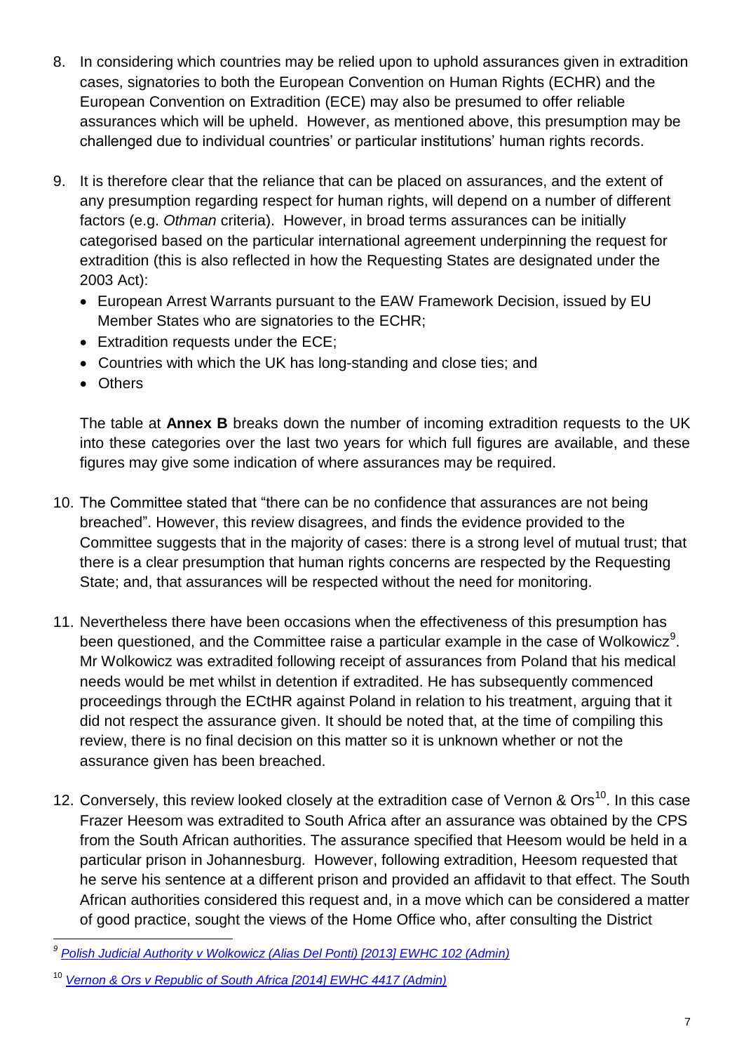8. In considering which countries may be relied upon to uphold assurances given in extradition cases, signatories to both the European Convention on Human Rights (ECHR) and the European Convention on Extradition (ECE) may also be presumed to offer reliable assurances which will be upheld. However, as mentioned above, this presumption may be challenged due to individual countries' or particular institutions' human rights records.

9. It is therefore clear that the reliance that can be placed on assurances, and the extent of any presumption regarding respect for human rights, will depend on a number of different factors (e.g. *Othman* criteria). However, in broad terms assurances can be initially categorised based on the particular international agreement underpinning the request for extradition (this is also reflected in how the Requesting States are designated under the 2003 Act):
   - European Arrest Warrants pursuant to the EAW Framework Decision, issued by EU Member States who are signatories to the ECHR;
   - Extradition requests under the ECE;
   - Countries with which the UK has long-standing and close ties; and
   - Others

   The table at **Annex B** breaks down the number of incoming extradition requests to the UK into these categories over the last two years for which full figures are available, and these figures may give some indication of where assurances may be required.

10. The Committee stated that "there can be no confidence that assurances are not being breached". However, this review disagrees, and finds the evidence provided to the Committee suggests that in the majority of cases: there is a strong level of mutual trust; that there is a clear presumption that human rights concerns are respected by the Requesting State; and, that assurances will be respected without the need for monitoring.

11. Nevertheless there have been occasions when the effectiveness of this presumption has been questioned, and the Committee raise a particular example in the case of Wolkowicz[9]. Mr Wolkowicz was extradited following receipt of assurances from Poland that his medical needs would be met whilst in detention if extradited. He has subsequently commenced proceedings through the ECtHR against Poland in relation to his treatment, arguing that it did not respect the assurance given. It should be noted that, at the time of compiling this review, there is no final decision on this matter so it is unknown whether or not the assurance given has been breached.

12. Conversely, this review looked closely at the extradition case of Vernon & Ors[10]. In this case Frazer Heesom was extradited to South Africa after an assurance was obtained by the CPS from the South African authorities. The assurance specified that Heesom would be held in a particular prison in Johannesburg. However, following extradition, Heesom requested that he serve his sentence at a different prison and provided an affidavit to that effect. The South African authorities considered this request and, in a move which can be considered a matter of good practice, sought the views of the Home Office who, after consulting the District

---

[9] Polish Judicial Authority v Wolkowicz (Alias Del Ponti) [2013] EWHC 102 (Admin)

[10] Vernon & Ors v Republic of South Africa [2014] EWHC 4417 (Admin)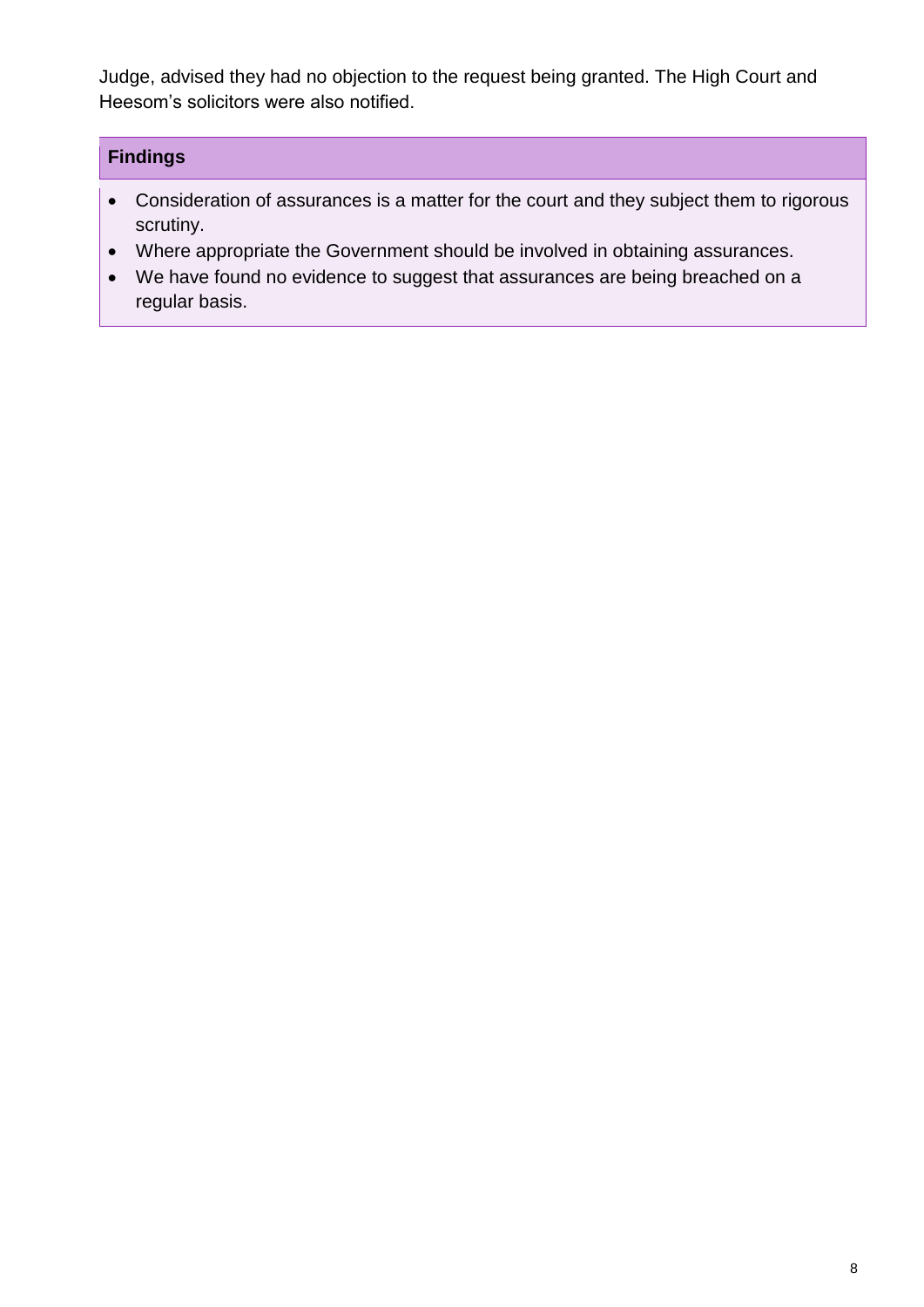Judge, advised they had no objection to the request being granted. The High Court and Heesom's solicitors were also notified.

**Findings**

- Consideration of assurances is a matter for the court and they subject them to rigorous scrutiny.
- Where appropriate the Government should be involved in obtaining assurances.
- We have found no evidence to suggest that assurances are being breached on a regular basis.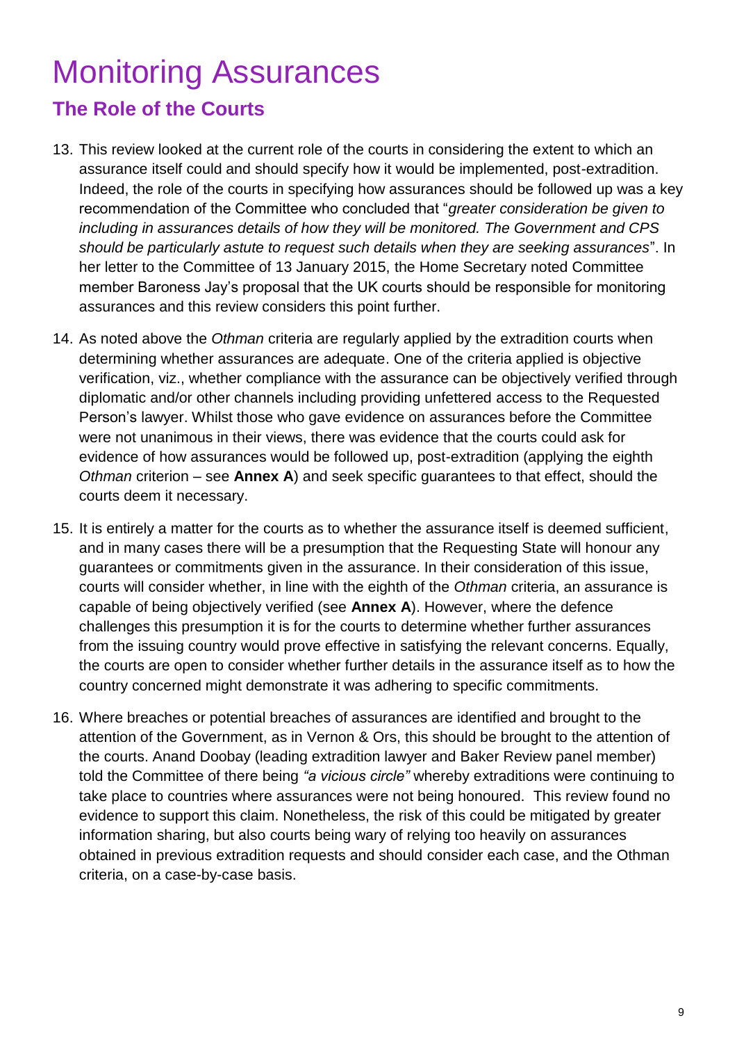# Monitoring Assurances

## The Role of the Courts

13. This review looked at the current role of the courts in considering the extent to which an assurance itself could and should specify how it would be implemented, post-extradition. Indeed, the role of the courts in specifying how assurances should be followed up was a key recommendation of the Committee who concluded that "*greater consideration be given to including in assurances details of how they will be monitored. The Government and CPS should be particularly astute to request such details when they are seeking assurances*". In her letter to the Committee of 13 January 2015, the Home Secretary noted Committee member Baroness Jay's proposal that the UK courts should be responsible for monitoring assurances and this review considers this point further.

14. As noted above the *Othman* criteria are regularly applied by the extradition courts when determining whether assurances are adequate. One of the criteria applied is objective verification, viz., whether compliance with the assurance can be objectively verified through diplomatic and/or other channels including providing unfettered access to the Requested Person's lawyer. Whilst those who gave evidence on assurances before the Committee were not unanimous in their views, there was evidence that the courts could ask for evidence of how assurances would be followed up, post-extradition (applying the eighth *Othman* criterion – see **Annex A**) and seek specific guarantees to that effect, should the courts deem it necessary.

15. It is entirely a matter for the courts as to whether the assurance itself is deemed sufficient, and in many cases there will be a presumption that the Requesting State will honour any guarantees or commitments given in the assurance. In their consideration of this issue, courts will consider whether, in line with the eighth of the *Othman* criteria, an assurance is capable of being objectively verified (see **Annex A**). However, where the defence challenges this presumption it is for the courts to determine whether further assurances from the issuing country would prove effective in satisfying the relevant concerns. Equally, the courts are open to consider whether further details in the assurance itself as to how the country concerned might demonstrate it was adhering to specific commitments.

16. Where breaches or potential breaches of assurances are identified and brought to the attention of the Government, as in Vernon & Ors, this should be brought to the attention of the courts. Anand Doobay (leading extradition lawyer and Baker Review panel member) told the Committee of there being *"a vicious circle"* whereby extraditions were continuing to take place to countries where assurances were not being honoured. This review found no evidence to support this claim. Nonetheless, the risk of this could be mitigated by greater information sharing, but also courts being wary of relying too heavily on assurances obtained in previous extradition requests and should consider each case, and the Othman criteria, on a case-by-case basis.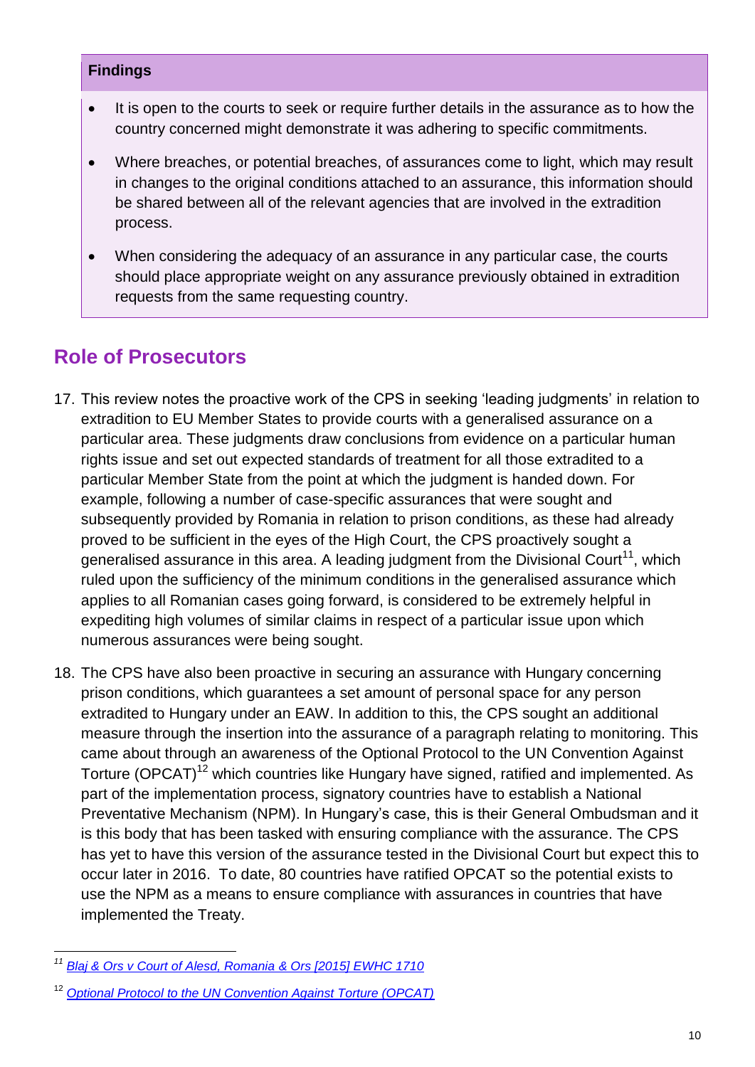**Findings**

- It is open to the courts to seek or require further details in the assurance as to how the country concerned might demonstrate it was adhering to specific commitments.
- Where breaches, or potential breaches, of assurances come to light, which may result in changes to the original conditions attached to an assurance, this information should be shared between all of the relevant agencies that are involved in the extradition process.
- When considering the adequacy of an assurance in any particular case, the courts should place appropriate weight on any assurance previously obtained in extradition requests from the same requesting country.

## Role of Prosecutors

17. This review notes the proactive work of the CPS in seeking 'leading judgments' in relation to extradition to EU Member States to provide courts with a generalised assurance on a particular area. These judgments draw conclusions from evidence on a particular human rights issue and set out expected standards of treatment for all those extradited to a particular Member State from the point at which the judgment is handed down. For example, following a number of case-specific assurances that were sought and subsequently provided by Romania in relation to prison conditions, as these had already proved to be sufficient in the eyes of the High Court, the CPS proactively sought a generalised assurance in this area. A leading judgment from the Divisional Court[11], which ruled upon the sufficiency of the minimum conditions in the generalised assurance which applies to all Romanian cases going forward, is considered to be extremely helpful in expediting high volumes of similar claims in respect of a particular issue upon which numerous assurances were being sought.

18. The CPS have also been proactive in securing an assurance with Hungary concerning prison conditions, which guarantees a set amount of personal space for any person extradited to Hungary under an EAW. In addition to this, the CPS sought an additional measure through the insertion into the assurance of a paragraph relating to monitoring. This came about through an awareness of the Optional Protocol to the UN Convention Against Torture (OPCAT)[12] which countries like Hungary have signed, ratified and implemented. As part of the implementation process, signatory countries have to establish a National Preventative Mechanism (NPM). In Hungary's case, this is their General Ombudsman and it is this body that has been tasked with ensuring compliance with the assurance. The CPS has yet to have this version of the assurance tested in the Divisional Court but expect this to occur later in 2016. To date, 80 countries have ratified OPCAT so the potential exists to use the NPM as a means to ensure compliance with assurances in countries that have implemented the Treaty.

---

[11] *Blaj & Ors v Court of Alesd, Romania & Ors [2015] EWHC 1710*

[12] *Optional Protocol to the UN Convention Against Torture (OPCAT)*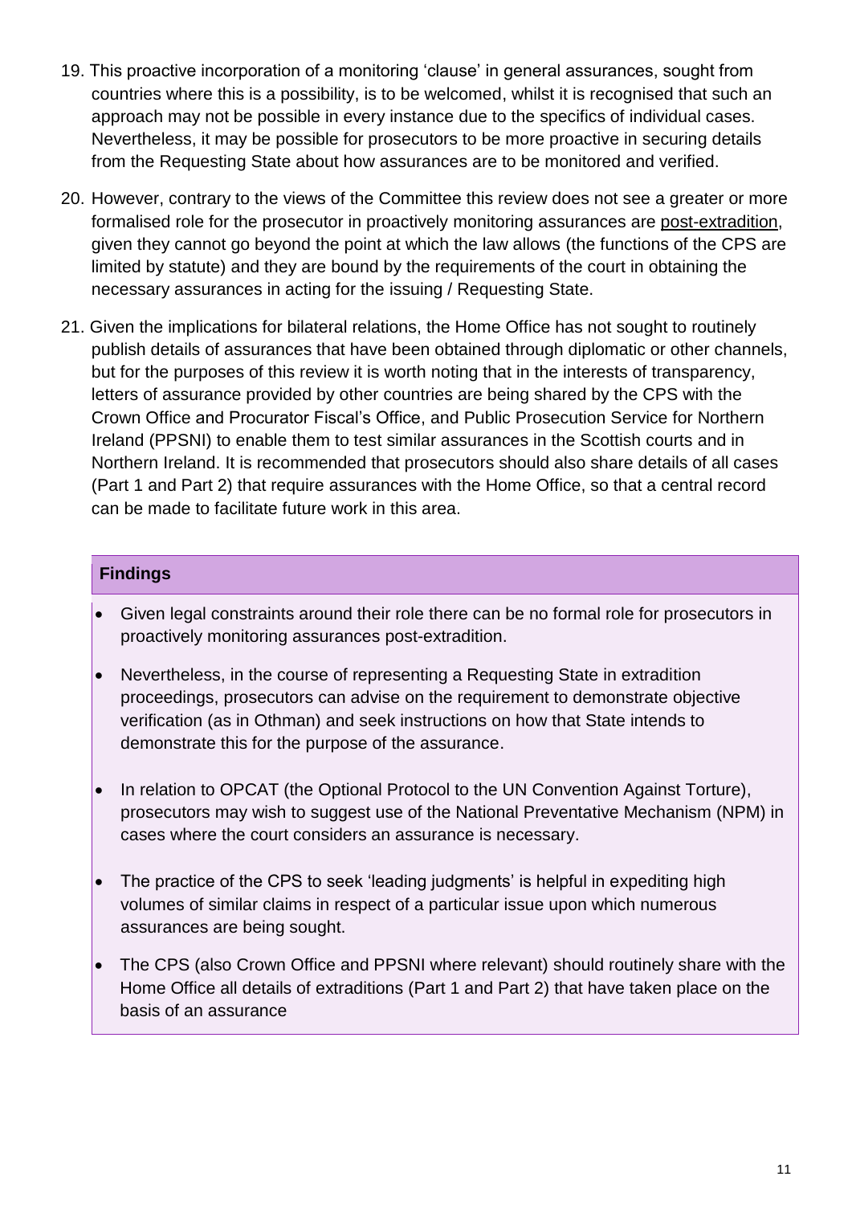19. This proactive incorporation of a monitoring 'clause' in general assurances, sought from countries where this is a possibility, is to be welcomed, whilst it is recognised that such an approach may not be possible in every instance due to the specifics of individual cases. Nevertheless, it may be possible for prosecutors to be more proactive in securing details from the Requesting State about how assurances are to be monitored and verified.

20. However, contrary to the views of the Committee this review does not see a greater or more formalised role for the prosecutor in proactively monitoring assurances are post-extradition, given they cannot go beyond the point at which the law allows (the functions of the CPS are limited by statute) and they are bound by the requirements of the court in obtaining the necessary assurances in acting for the issuing / Requesting State.

21. Given the implications for bilateral relations, the Home Office has not sought to routinely publish details of assurances that have been obtained through diplomatic or other channels, but for the purposes of this review it is worth noting that in the interests of transparency, letters of assurance provided by other countries are being shared by the CPS with the Crown Office and Procurator Fiscal's Office, and Public Prosecution Service for Northern Ireland (PPSNI) to enable them to test similar assurances in the Scottish courts and in Northern Ireland. It is recommended that prosecutors should also share details of all cases (Part 1 and Part 2) that require assurances with the Home Office, so that a central record can be made to facilitate future work in this area.

**Findings**

- Given legal constraints around their role there can be no formal role for prosecutors in proactively monitoring assurances post-extradition.
- Nevertheless, in the course of representing a Requesting State in extradition proceedings, prosecutors can advise on the requirement to demonstrate objective verification (as in Othman) and seek instructions on how that State intends to demonstrate this for the purpose of the assurance.
- In relation to OPCAT (the Optional Protocol to the UN Convention Against Torture), prosecutors may wish to suggest use of the National Preventative Mechanism (NPM) in cases where the court considers an assurance is necessary.
- The practice of the CPS to seek 'leading judgments' is helpful in expediting high volumes of similar claims in respect of a particular issue upon which numerous assurances are being sought.
- The CPS (also Crown Office and PPSNI where relevant) should routinely share with the Home Office all details of extraditions (Part 1 and Part 2) that have taken place on the basis of an assurance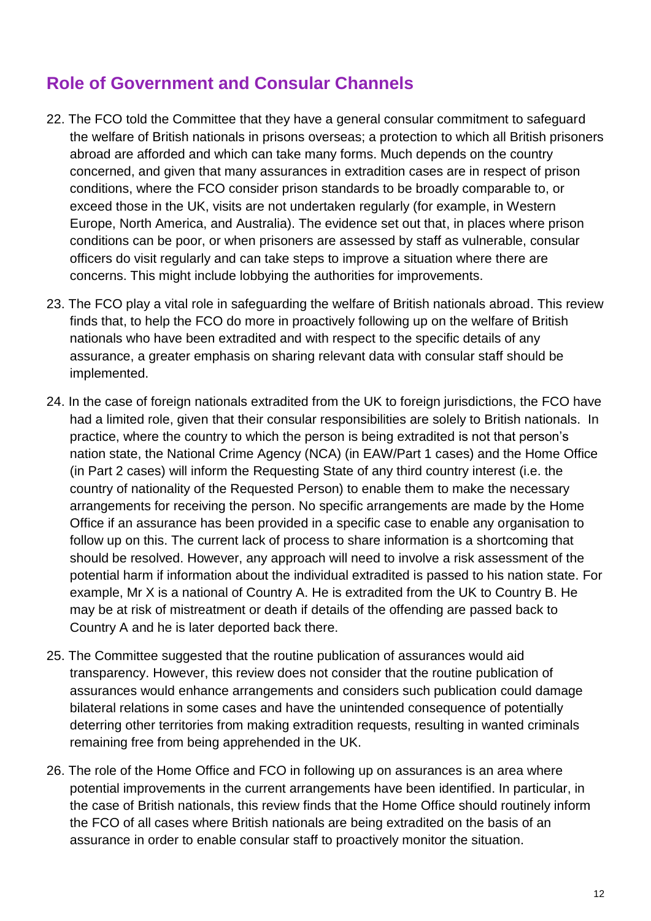## Role of Government and Consular Channels

22. The FCO told the Committee that they have a general consular commitment to safeguard the welfare of British nationals in prisons overseas; a protection to which all British prisoners abroad are afforded and which can take many forms. Much depends on the country concerned, and given that many assurances in extradition cases are in respect of prison conditions, where the FCO consider prison standards to be broadly comparable to, or exceed those in the UK, visits are not undertaken regularly (for example, in Western Europe, North America, and Australia). The evidence set out that, in places where prison conditions can be poor, or when prisoners are assessed by staff as vulnerable, consular officers do visit regularly and can take steps to improve a situation where there are concerns. This might include lobbying the authorities for improvements.

23. The FCO play a vital role in safeguarding the welfare of British nationals abroad. This review finds that, to help the FCO do more in proactively following up on the welfare of British nationals who have been extradited and with respect to the specific details of any assurance, a greater emphasis on sharing relevant data with consular staff should be implemented.

24. In the case of foreign nationals extradited from the UK to foreign jurisdictions, the FCO have had a limited role, given that their consular responsibilities are solely to British nationals. In practice, where the country to which the person is being extradited is not that person's nation state, the National Crime Agency (NCA) (in EAW/Part 1 cases) and the Home Office (in Part 2 cases) will inform the Requesting State of any third country interest (i.e. the country of nationality of the Requested Person) to enable them to make the necessary arrangements for receiving the person. No specific arrangements are made by the Home Office if an assurance has been provided in a specific case to enable any organisation to follow up on this. The current lack of process to share information is a shortcoming that should be resolved. However, any approach will need to involve a risk assessment of the potential harm if information about the individual extradited is passed to his nation state. For example, Mr X is a national of Country A. He is extradited from the UK to Country B. He may be at risk of mistreatment or death if details of the offending are passed back to Country A and he is later deported back there.

25. The Committee suggested that the routine publication of assurances would aid transparency. However, this review does not consider that the routine publication of assurances would enhance arrangements and considers such publication could damage bilateral relations in some cases and have the unintended consequence of potentially deterring other territories from making extradition requests, resulting in wanted criminals remaining free from being apprehended in the UK.

26. The role of the Home Office and FCO in following up on assurances is an area where potential improvements in the current arrangements have been identified. In particular, in the case of British nationals, this review finds that the Home Office should routinely inform the FCO of all cases where British nationals are being extradited on the basis of an assurance in order to enable consular staff to proactively monitor the situation.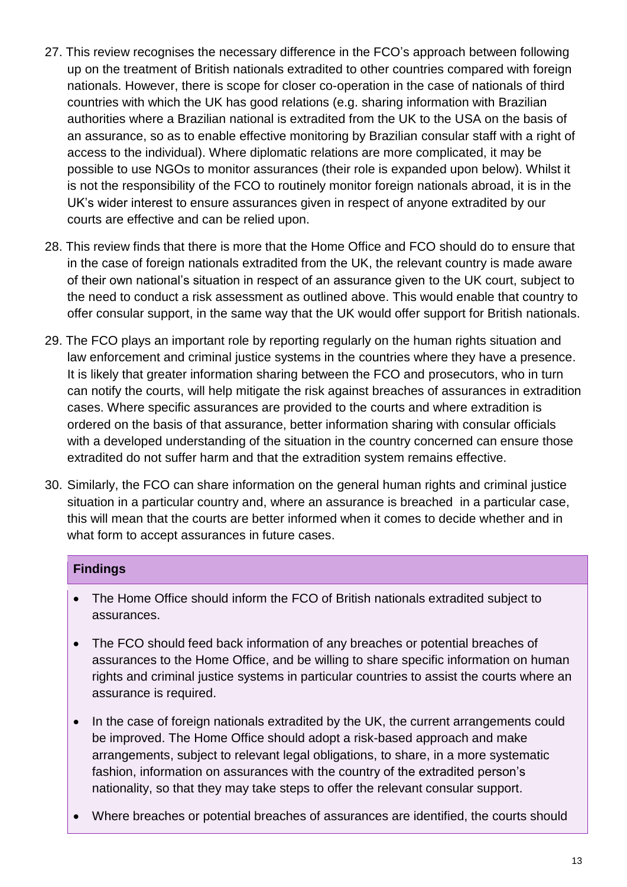27. This review recognises the necessary difference in the FCO's approach between following up on the treatment of British nationals extradited to other countries compared with foreign nationals. However, there is scope for closer co-operation in the case of nationals of third countries with which the UK has good relations (e.g. sharing information with Brazilian authorities where a Brazilian national is extradited from the UK to the USA on the basis of an assurance, so as to enable effective monitoring by Brazilian consular staff with a right of access to the individual). Where diplomatic relations are more complicated, it may be possible to use NGOs to monitor assurances (their role is expanded upon below). Whilst it is not the responsibility of the FCO to routinely monitor foreign nationals abroad, it is in the UK's wider interest to ensure assurances given in respect of anyone extradited by our courts are effective and can be relied upon.

28. This review finds that there is more that the Home Office and FCO should do to ensure that in the case of foreign nationals extradited from the UK, the relevant country is made aware of their own national's situation in respect of an assurance given to the UK court, subject to the need to conduct a risk assessment as outlined above. This would enable that country to offer consular support, in the same way that the UK would offer support for British nationals.

29. The FCO plays an important role by reporting regularly on the human rights situation and law enforcement and criminal justice systems in the countries where they have a presence. It is likely that greater information sharing between the FCO and prosecutors, who in turn can notify the courts, will help mitigate the risk against breaches of assurances in extradition cases. Where specific assurances are provided to the courts and where extradition is ordered on the basis of that assurance, better information sharing with consular officials with a developed understanding of the situation in the country concerned can ensure those extradited do not suffer harm and that the extradition system remains effective.

30. Similarly, the FCO can share information on the general human rights and criminal justice situation in a particular country and, where an assurance is breached in a particular case, this will mean that the courts are better informed when it comes to decide whether and in what form to accept assurances in future cases.

**Findings**

- The Home Office should inform the FCO of British nationals extradited subject to assurances.
- The FCO should feed back information of any breaches or potential breaches of assurances to the Home Office, and be willing to share specific information on human rights and criminal justice systems in particular countries to assist the courts where an assurance is required.
- In the case of foreign nationals extradited by the UK, the current arrangements could be improved. The Home Office should adopt a risk-based approach and make arrangements, subject to relevant legal obligations, to share, in a more systematic fashion, information on assurances with the country of the extradited person's nationality, so that they may take steps to offer the relevant consular support.
- Where breaches or potential breaches of assurances are identified, the courts should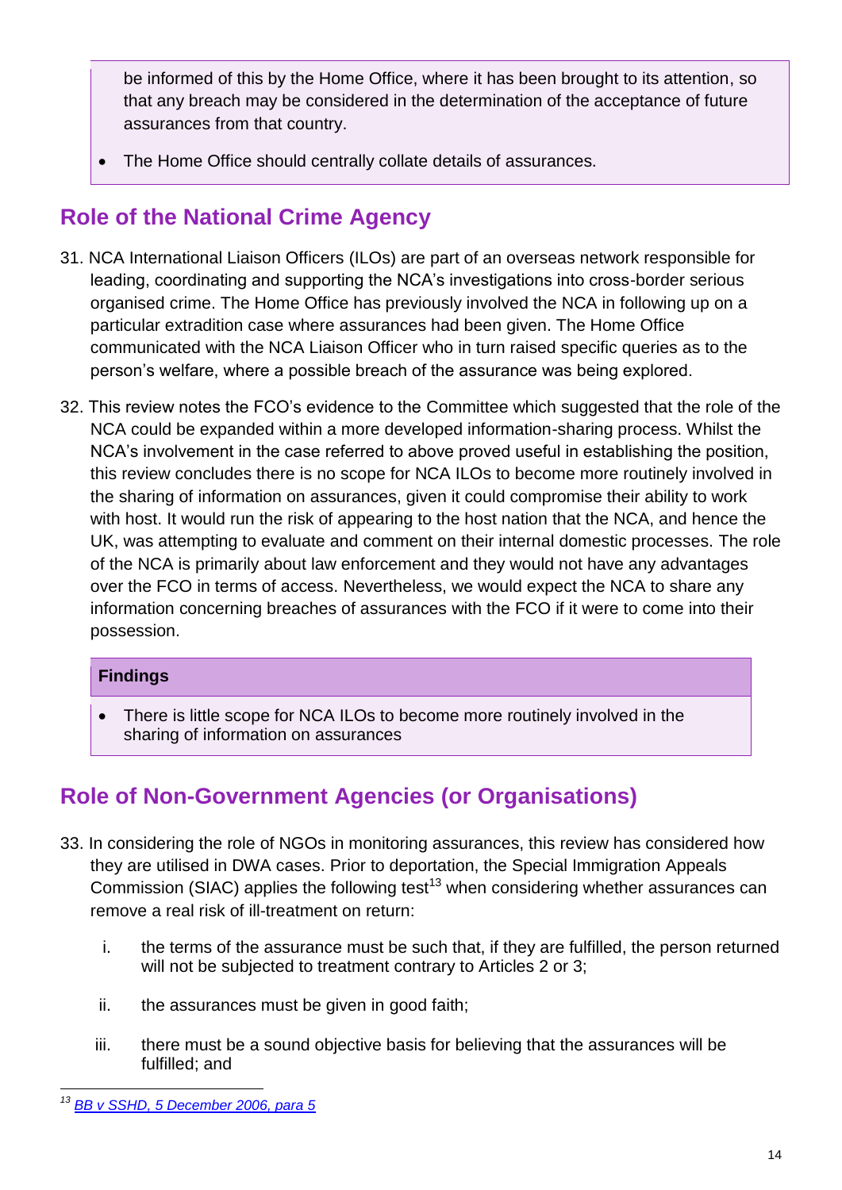be informed of this by the Home Office, where it has been brought to its attention, so that any breach may be considered in the determination of the acceptance of future assurances from that country.

- The Home Office should centrally collate details of assurances.

## Role of the National Crime Agency

31. NCA International Liaison Officers (ILOs) are part of an overseas network responsible for leading, coordinating and supporting the NCA's investigations into cross-border serious organised crime. The Home Office has previously involved the NCA in following up on a particular extradition case where assurances had been given. The Home Office communicated with the NCA Liaison Officer who in turn raised specific queries as to the person's welfare, where a possible breach of the assurance was being explored.

32. This review notes the FCO's evidence to the Committee which suggested that the role of the NCA could be expanded within a more developed information-sharing process. Whilst the NCA's involvement in the case referred to above proved useful in establishing the position, this review concludes there is no scope for NCA ILOs to become more routinely involved in the sharing of information on assurances, given it could compromise their ability to work with host. It would run the risk of appearing to the host nation that the NCA, and hence the UK, was attempting to evaluate and comment on their internal domestic processes. The role of the NCA is primarily about law enforcement and they would not have any advantages over the FCO in terms of access. Nevertheless, we would expect the NCA to share any information concerning breaches of assurances with the FCO if it were to come into their possession.

**Findings**

- There is little scope for NCA ILOs to become more routinely involved in the sharing of information on assurances

## Role of Non-Government Agencies (or Organisations)

33. In considering the role of NGOs in monitoring assurances, this review has considered how they are utilised in DWA cases. Prior to deportation, the Special Immigration Appeals Commission (SIAC) applies the following test[13] when considering whether assurances can remove a real risk of ill-treatment on return:

    i. the terms of the assurance must be such that, if they are fulfilled, the person returned will not be subjected to treatment contrary to Articles 2 or 3;

    ii. the assurances must be given in good faith;

    iii. there must be a sound objective basis for believing that the assurances will be fulfilled; and

[13] *BB v SSHD, 5 December 2006, para 5*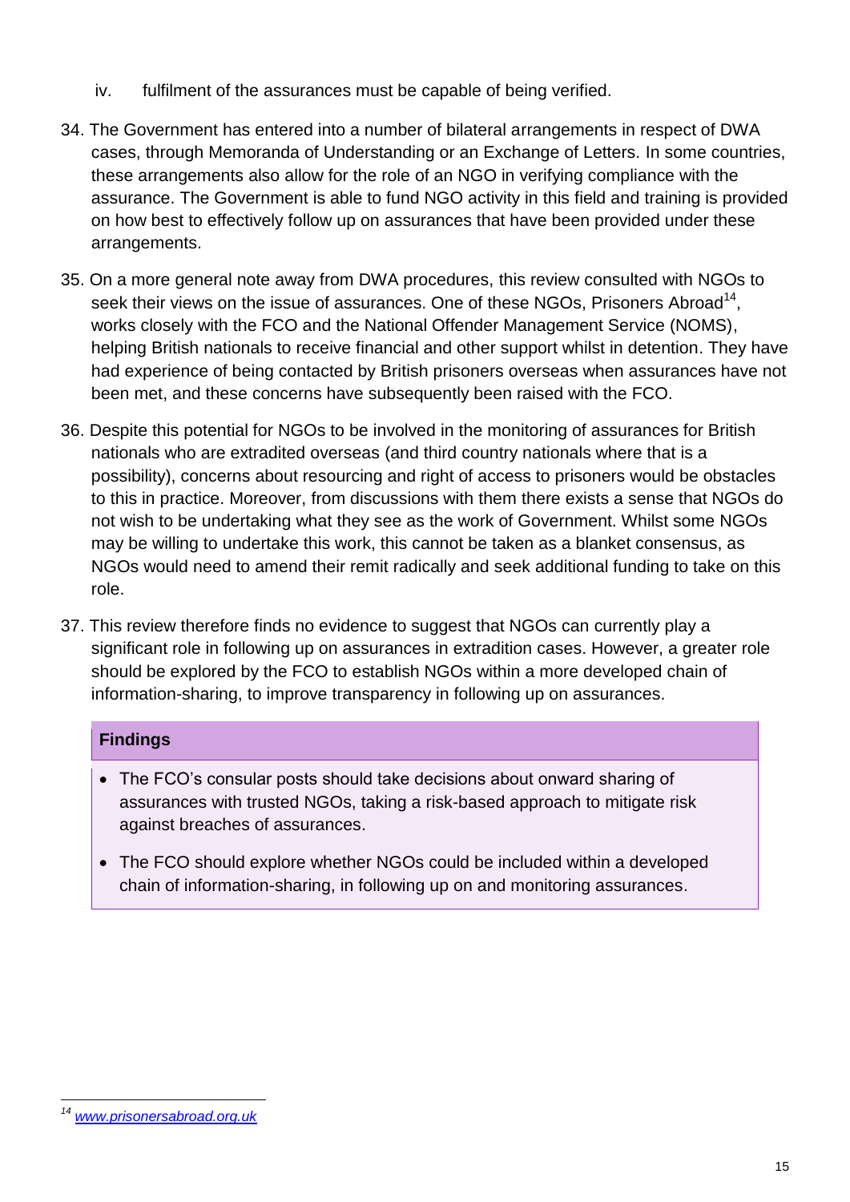iv. fulfilment of the assurances must be capable of being verified.

34. The Government has entered into a number of bilateral arrangements in respect of DWA cases, through Memoranda of Understanding or an Exchange of Letters. In some countries, these arrangements also allow for the role of an NGO in verifying compliance with the assurance. The Government is able to fund NGO activity in this field and training is provided on how best to effectively follow up on assurances that have been provided under these arrangements.

35. On a more general note away from DWA procedures, this review consulted with NGOs to seek their views on the issue of assurances. One of these NGOs, Prisoners Abroad[14], works closely with the FCO and the National Offender Management Service (NOMS), helping British nationals to receive financial and other support whilst in detention. They have had experience of being contacted by British prisoners overseas when assurances have not been met, and these concerns have subsequently been raised with the FCO.

36. Despite this potential for NGOs to be involved in the monitoring of assurances for British nationals who are extradited overseas (and third country nationals where that is a possibility), concerns about resourcing and right of access to prisoners would be obstacles to this in practice. Moreover, from discussions with them there exists a sense that NGOs do not wish to be undertaking what they see as the work of Government. Whilst some NGOs may be willing to undertake this work, this cannot be taken as a blanket consensus, as NGOs would need to amend their remit radically and seek additional funding to take on this role.

37. This review therefore finds no evidence to suggest that NGOs can currently play a significant role in following up on assurances in extradition cases. However, a greater role should be explored by the FCO to establish NGOs within a more developed chain of information-sharing, to improve transparency in following up on assurances.

**Findings**

- The FCO's consular posts should take decisions about onward sharing of assurances with trusted NGOs, taking a risk-based approach to mitigate risk against breaches of assurances.
- The FCO should explore whether NGOs could be included within a developed chain of information-sharing, in following up on and monitoring assurances.

[14] www.prisonersabroad.org.uk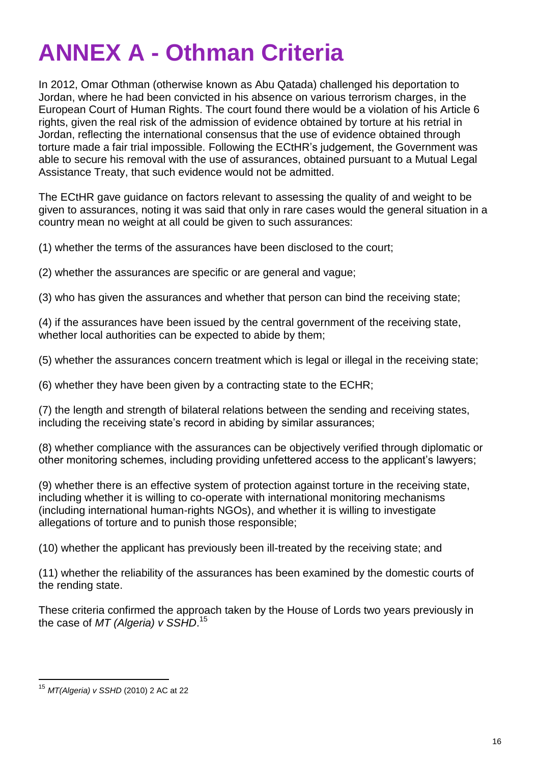# ANNEX A - Othman Criteria

In 2012, Omar Othman (otherwise known as Abu Qatada) challenged his deportation to Jordan, where he had been convicted in his absence on various terrorism charges, in the European Court of Human Rights. The court found there would be a violation of his Article 6 rights, given the real risk of the admission of evidence obtained by torture at his retrial in Jordan, reflecting the international consensus that the use of evidence obtained through torture made a fair trial impossible. Following the ECtHR's judgement, the Government was able to secure his removal with the use of assurances, obtained pursuant to a Mutual Legal Assistance Treaty, that such evidence would not be admitted.

The ECtHR gave guidance on factors relevant to assessing the quality of and weight to be given to assurances, noting it was said that only in rare cases would the general situation in a country mean no weight at all could be given to such assurances:

(1) whether the terms of the assurances have been disclosed to the court;

(2) whether the assurances are specific or are general and vague;

(3) who has given the assurances and whether that person can bind the receiving state;

(4) if the assurances have been issued by the central government of the receiving state, whether local authorities can be expected to abide by them;

(5) whether the assurances concern treatment which is legal or illegal in the receiving state;

(6) whether they have been given by a contracting state to the ECHR;

(7) the length and strength of bilateral relations between the sending and receiving states, including the receiving state's record in abiding by similar assurances;

(8) whether compliance with the assurances can be objectively verified through diplomatic or other monitoring schemes, including providing unfettered access to the applicant's lawyers;

(9) whether there is an effective system of protection against torture in the receiving state, including whether it is willing to co-operate with international monitoring mechanisms (including international human-rights NGOs), and whether it is willing to investigate allegations of torture and to punish those responsible;

(10) whether the applicant has previously been ill-treated by the receiving state; and

(11) whether the reliability of the assurances has been examined by the domestic courts of the rending state.

These criteria confirmed the approach taken by the House of Lords two years previously in the case of *MT (Algeria) v SSHD*.[15]

---

[15] *MT(Algeria) v SSHD* (2010) 2 AC at 22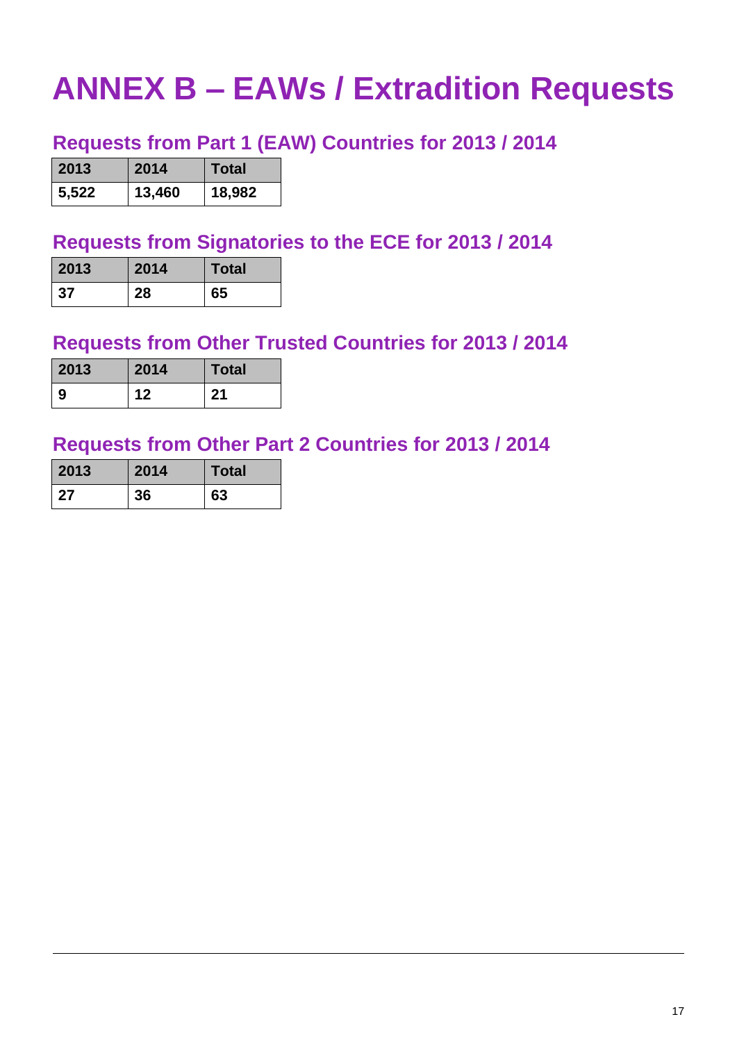# ANNEX B – EAWs / Extradition Requests

## Requests from Part 1 (EAW) Countries for 2013 / 2014

| 2013 | 2014 | Total |
|---|---|---|
| 5,522 | 13,460 | 18,982 |

## Requests from Signatories to the ECE for 2013 / 2014

| 2013 | 2014 | Total |
|---|---|---|
| 37 | 28 | 65 |

## Requests from Other Trusted Countries for 2013 / 2014

| 2013 | 2014 | Total |
|---|---|---|
| 9 | 12 | 21 |

## Requests from Other Part 2 Countries for 2013 / 2014

| 2013 | 2014 | Total |
|---|---|---|
| 27 | 36 | 63 |